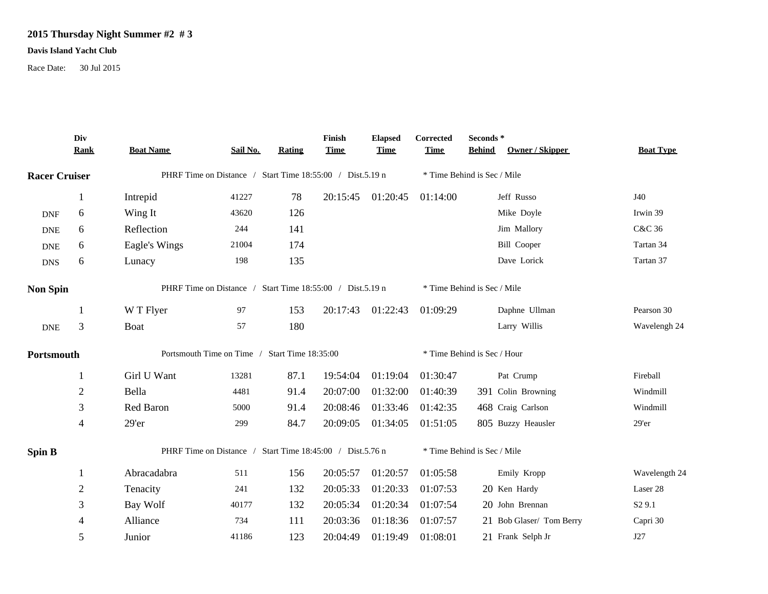**2015 Thursday Night Summer #2 # 3**

**Davis Island Yacht Club**

Race Date: 30 Jul 2015

| | Div Rank | Boat Name | Sail No. | Rating | Finish Time | Elapsed Time | Corrected Time | Seconds * Behind | Owner / Skipper | Boat Type |
|---|---|---|---|---|---|---|---|---|---|---|
| **Racer Cruiser** | | PHRF Time on Distance / Start Time 18:55:00 / Dist.5.19 n | | | | | * Time Behind is Sec / Mile | | | |
| | 1 | Intrepid | 41227 | 78 | 20:15:45 | 01:20:45 | 01:14:00 | | Jeff Russo | J40 |
| DNF | 6 | Wing It | 43620 | 126 | | | | | Mike Doyle | Irwin 39 |
| DNE | 6 | Reflection | 244 | 141 | | | | | Jim Mallory | C&C 36 |
| DNE | 6 | Eagle's Wings | 21004 | 174 | | | | | Bill Cooper | Tartan 34 |
| DNS | 6 | Lunacy | 198 | 135 | | | | | Dave Lorick | Tartan 37 |
| **Non Spin** | | PHRF Time on Distance / Start Time 18:55:00 / Dist.5.19 n | | | | | * Time Behind is Sec / Mile | | | |
| | 1 | W T Flyer | 97 | 153 | 20:17:43 | 01:22:43 | 01:09:29 | | Daphne Ullman | Pearson 30 |
| DNE | 3 | Boat | 57 | 180 | | | | | Larry Willis | Wavelengh 24 |
| **Portsmouth** | | Portsmouth Time on Time / Start Time 18:35:00 | | | | | * Time Behind is Sec / Hour | | | |
| | 1 | Girl U Want | 13281 | 87.1 | 19:54:04 | 01:19:04 | 01:30:47 | | Pat Crump | Fireball |
| | 2 | Bella | 4481 | 91.4 | 20:07:00 | 01:32:00 | 01:40:39 | 391 | Colin Browning | Windmill |
| | 3 | Red Baron | 5000 | 91.4 | 20:08:46 | 01:33:46 | 01:42:35 | 468 | Craig Carlson | Windmill |
| | 4 | 29'er | 299 | 84.7 | 20:09:05 | 01:34:05 | 01:51:05 | 805 | Buzzy Heausler | 29'er |
| **Spin B** | | PHRF Time on Distance / Start Time 18:45:00 / Dist.5.76 n | | | | | * Time Behind is Sec / Mile | | | |
| | 1 | Abracadabra | 511 | 156 | 20:05:57 | 01:20:57 | 01:05:58 | | Emily Kropp | Wavelength 24 |
| | 2 | Tenacity | 241 | 132 | 20:05:33 | 01:20:33 | 01:07:53 | 20 | Ken Hardy | Laser 28 |
| | 3 | Bay Wolf | 40177 | 132 | 20:05:34 | 01:20:34 | 01:07:54 | 20 | John Brennan | S2 9.1 |
| | 4 | Alliance | 734 | 111 | 20:03:36 | 01:18:36 | 01:07:57 | 21 | Bob Glaser/ Tom Berry | Capri 30 |
| | 5 | Junior | 41186 | 123 | 20:04:49 | 01:19:49 | 01:08:01 | 21 | Frank Selph Jr | J27 |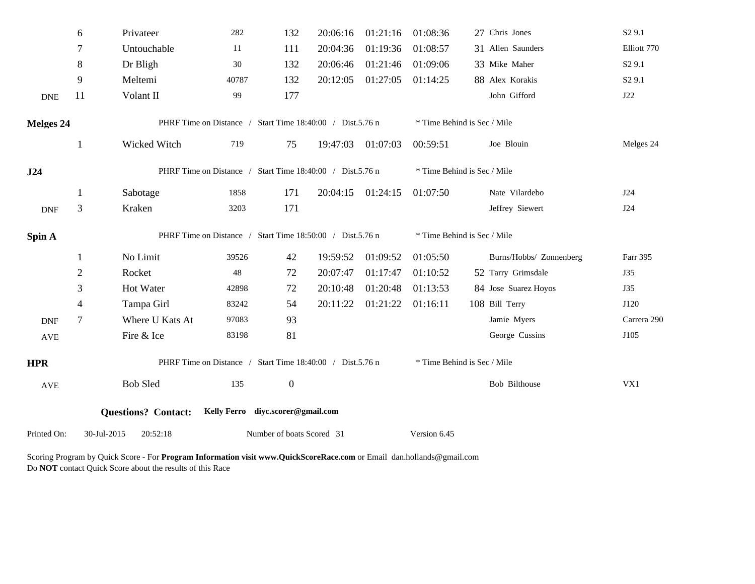| | | | | | | | | | | |
|---|---|---|---|---|---|---|---|---|---|---|
| | 6 | Privateer | 282 | 132 | 20:06:16 | 01:21:16 | 01:08:36 | 27 | Chris Jones | S2 9.1 |
| | 7 | Untouchable | 11 | 111 | 20:04:36 | 01:19:36 | 01:08:57 | 31 | Allen Saunders | Elliott 770 |
| | 8 | Dr Bligh | 30 | 132 | 20:06:46 | 01:21:46 | 01:09:06 | 33 | Mike Maher | S2 9.1 |
| | 9 | Meltemi | 40787 | 132 | 20:12:05 | 01:27:05 | 01:14:25 | 88 | Alex Korakis | S2 9.1 |
| DNE | 11 | Volant II | 99 | 177 | | | | | John Gifford | J22 |

**Melges 24** PHRF Time on Distance / Start Time 18:40:00 / Dist.5.76 n * Time Behind is Sec / Mile

| | | | | | | | | | | |
|---|---|---|---|---|---|---|---|---|---|---|
| | 1 | Wicked Witch | 719 | 75 | 19:47:03 | 01:07:03 | 00:59:51 | | Joe Blouin | Melges 24 |

**J24** PHRF Time on Distance / Start Time 18:40:00 / Dist.5.76 n * Time Behind is Sec / Mile

| | | | | | | | | | | |
|---|---|---|---|---|---|---|---|---|---|---|
| | 1 | Sabotage | 1858 | 171 | 20:04:15 | 01:24:15 | 01:07:50 | | Nate Vilardebo | J24 |
| DNF | 3 | Kraken | 3203 | 171 | | | | | Jeffrey Siewert | J24 |

**Spin A** PHRF Time on Distance / Start Time 18:50:00 / Dist.5.76 n * Time Behind is Sec / Mile

| | | | | | | | | | | |
|---|---|---|---|---|---|---|---|---|---|---|
| | 1 | No Limit | 39526 | 42 | 19:59:52 | 01:09:52 | 01:05:50 | | Burns/Hobbs/ Zonnenberg | Farr 395 |
| | 2 | Rocket | 48 | 72 | 20:07:47 | 01:17:47 | 01:10:52 | 52 | Tarry Grimsdale | J35 |
| | 3 | Hot Water | 42898 | 72 | 20:10:48 | 01:20:48 | 01:13:53 | 84 | Jose Suarez Hoyos | J35 |
| | 4 | Tampa Girl | 83242 | 54 | 20:11:22 | 01:21:22 | 01:16:11 | 108 | Bill Terry | J120 |
| DNF | 7 | Where U Kats At | 97083 | 93 | | | | | Jamie Myers | Carrera 290 |
| AVE | | Fire & Ice | 83198 | 81 | | | | | George Cussins | J105 |

**HPR** PHRF Time on Distance / Start Time 18:40:00 / Dist.5.76 n * Time Behind is Sec / Mile

| | | | | | | | | | | |
|---|---|---|---|---|---|---|---|---|---|---|
| AVE | | Bob Sled | 135 | 0 | | | | | Bob Bilthouse | VX1 |

**Questions? Contact:** **Kelly Ferro diyc.scorer@gmail.com**

Printed On: 30-Jul-2015 20:52:18 Number of boats Scored 31 Version 6.45

Scoring Program by Quick Score - For **Program Information visit www.QuickScoreRace.com** or Email dan.hollands@gmail.com
Do **NOT** contact Quick Score about the results of this Race